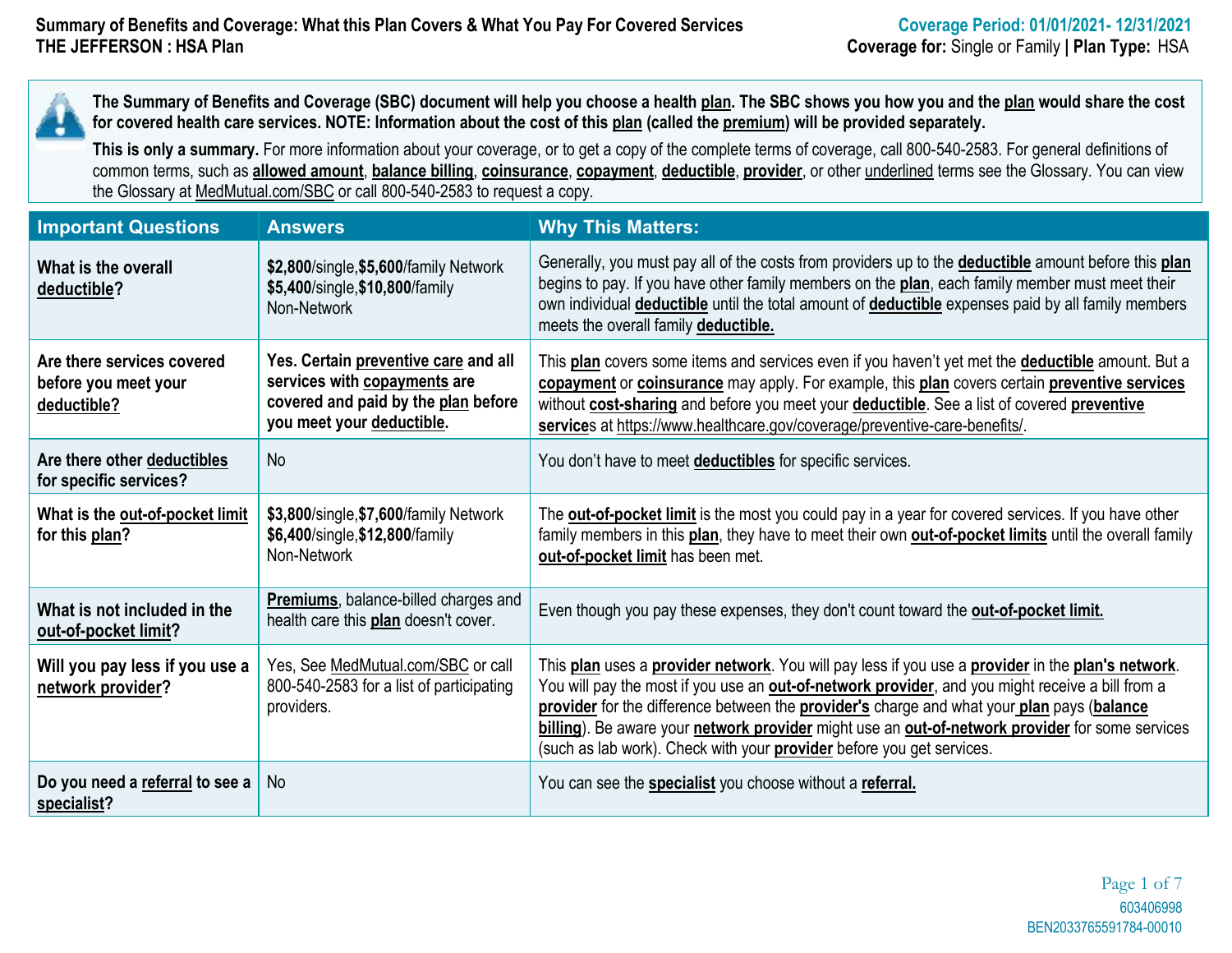**Summary of Benefits and Coverage: What this Plan Covers & What You Pay For Covered Services**
**THE JEFFERSON : HSA Plan**

**Coverage Period: 01/01/2021- 12/31/2021**
**Coverage for:** Single or Family | **Plan Type:** HSA

**The Summary of Benefits and Coverage (SBC) document will help you choose a health plan. The SBC shows you how you and the plan would share the cost for covered health care services. NOTE: Information about the cost of this plan (called the premium) will be provided separately.**

**This is only a summary.** For more information about your coverage, or to get a copy of the complete terms of coverage, call 800-540-2583. For general definitions of common terms, such as **allowed amount**, **balance billing**, **coinsurance**, **copayment**, **deductible**, **provider**, or other underlined terms see the Glossary. You can view the Glossary at MedMutual.com/SBC or call 800-540-2583 to request a copy.

| Important Questions | Answers | Why This Matters: |
|---|---|---|
| **What is the overall deductible?** | **$2,800**/single,**$5,600**/family Network **$5,400**/single,**$10,800**/family Non-Network | Generally, you must pay all of the costs from providers up to the **deductible** amount before this **plan** begins to pay. If you have other family members on the **plan**, each family member must meet their own individual **deductible** until the total amount of **deductible** expenses paid by all family members meets the overall family **deductible.** |
| **Are there services covered before you meet your deductible?** | **Yes. Certain preventive care and all services with copayments are covered and paid by the plan before you meet your deductible.** | This **plan** covers some items and services even if you haven't yet met the **deductible** amount. But a **copayment** or **coinsurance** may apply. For example, this **plan** covers certain **preventive services** without **cost-sharing** and before you meet your **deductible**. See a list of covered **preventive services** at https://www.healthcare.gov/coverage/preventive-care-benefits/. |
| **Are there other deductibles for specific services?** | No | You don't have to meet **deductibles** for specific services. |
| **What is the out-of-pocket limit for this plan?** | **$3,800**/single,**$7,600**/family Network **$6,400**/single,**$12,800**/family Non-Network | The **out-of-pocket limit** is the most you could pay in a year for covered services. If you have other family members in this **plan**, they have to meet their own **out-of-pocket limits** until the overall family **out-of-pocket limit** has been met. |
| **What is not included in the out-of-pocket limit?** | **Premiums**, balance-billed charges and health care this **plan** doesn't cover. | Even though you pay these expenses, they don't count toward the **out-of-pocket limit.** |
| **Will you pay less if you use a network provider?** | Yes, See MedMutual.com/SBC or call 800-540-2583 for a list of participating providers. | This **plan** uses a **provider network**. You will pay less if you use a **provider** in the **plan's network**. You will pay the most if you use an **out-of-network provider**, and you might receive a bill from a **provider** for the difference between the **provider's** charge and what your **plan** pays (**balance billing**). Be aware your **network provider** might use an **out-of-network provider** for some services (such as lab work). Check with your **provider** before you get services. |
| **Do you need a referral to see a specialist?** | No | You can see the **specialist** you choose without a **referral.** |

603406998
BEN2033765591784-00010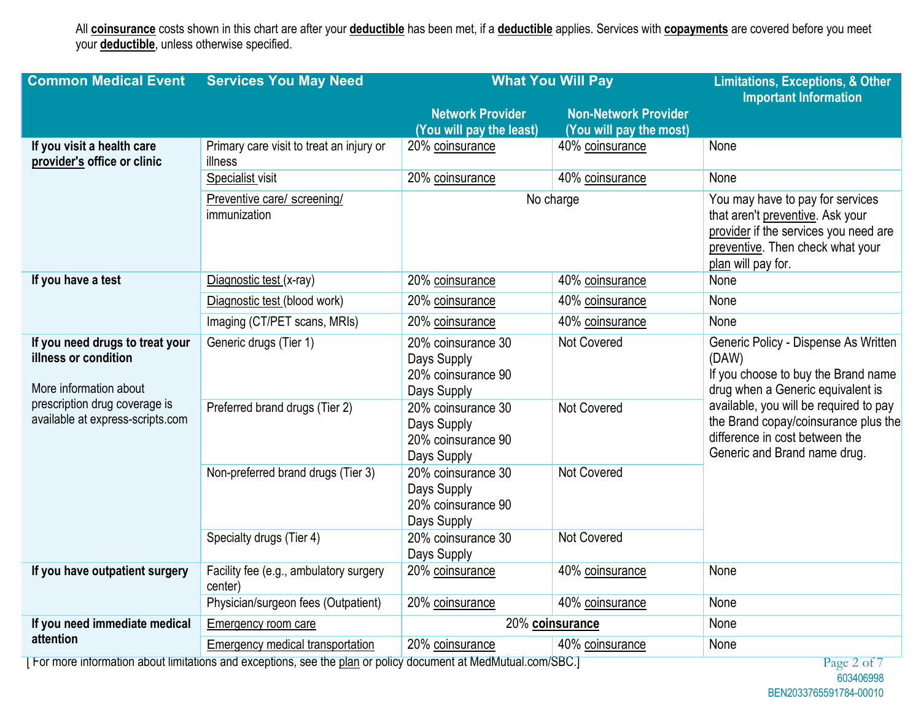All **coinsurance** costs shown in this chart are after your **deductible** has been met, if a **deductible** applies. Services with **copayments** are covered before you meet your **deductible**, unless otherwise specified.

| Common Medical Event | Services You May Need | What You Will Pay | | Limitations, Exceptions, & Other Important Information |
|---|---|---|---|---|
| | | Network Provider (You will pay the least) | Non-Network Provider (You will pay the most) | |
| **If you visit a health care provider's office or clinic** | Primary care visit to treat an injury or illness | 20% coinsurance | 40% coinsurance | None |
| | Specialist visit | 20% coinsurance | 40% coinsurance | None |
| | Preventive care/ screening/ immunization | No charge | No charge | You may have to pay for services that aren't preventive. Ask your provider if the services you need are preventive. Then check what your plan will pay for. |
| **If you have a test** | Diagnostic test (x-ray) | 20% coinsurance | 40% coinsurance | None |
| | Diagnostic test (blood work) | 20% coinsurance | 40% coinsurance | None |
| | Imaging (CT/PET scans, MRIs) | 20% coinsurance | 40% coinsurance | None |
| **If you need drugs to treat your illness or condition**<br><br>More information about prescription drug coverage is available at express-scripts.com | Generic drugs (Tier 1) | 20% coinsurance 30 Days Supply<br>20% coinsurance 90 Days Supply | Not Covered | Generic Policy - Dispense As Written (DAW)<br>If you choose to buy the Brand name drug when a Generic equivalent is available, you will be required to pay the Brand copay/coinsurance plus the difference in cost between the Generic and Brand name drug. |
| | Preferred brand drugs (Tier 2) | 20% coinsurance 30 Days Supply<br>20% coinsurance 90 Days Supply | Not Covered | |
| | Non-preferred brand drugs (Tier 3) | 20% coinsurance 30 Days Supply<br>20% coinsurance 90 Days Supply | Not Covered | |
| | Specialty drugs (Tier 4) | 20% coinsurance 30 Days Supply | Not Covered | |
| **If you have outpatient surgery** | Facility fee (e.g., ambulatory surgery center) | 20% coinsurance | 40% coinsurance | None |
| | Physician/surgeon fees (Outpatient) | 20% coinsurance | 40% coinsurance | None |
| **If you need immediate medical attention** | Emergency room care | 20% **coinsurance** | 20% **coinsurance** | None |
| | Emergency medical transportation | 20% coinsurance | 40% coinsurance | None |

[ For more information about limitations and exceptions, see the plan or policy document at MedMutual.com/SBC.]

603406998
BEN2033765591784-00010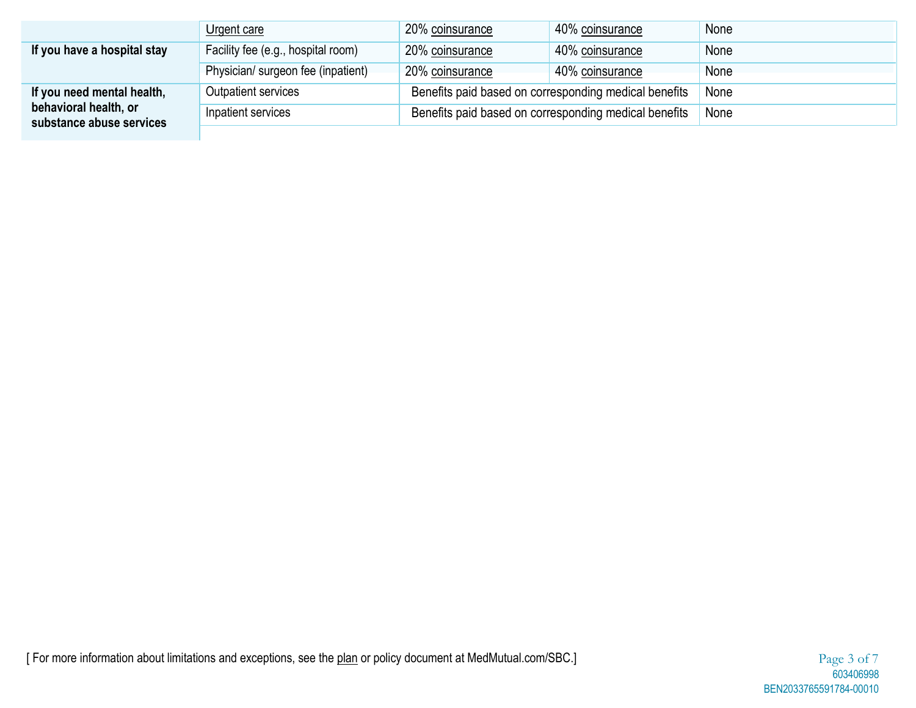| | | | | |
|---|---|---|---|---|
| | Urgent care | 20% coinsurance | 40% coinsurance | None |
| **If you have a hospital stay** | Facility fee (e.g., hospital room) | 20% coinsurance | 40% coinsurance | None |
| | Physician/ surgeon fee (inpatient) | 20% coinsurance | 40% coinsurance | None |
| **If you need mental health, behavioral health, or substance abuse services** | Outpatient services | Benefits paid based on corresponding medical benefits | | None |
| | Inpatient services | Benefits paid based on corresponding medical benefits | | None |

[ For more information about limitations and exceptions, see the plan or policy document at MedMutual.com/SBC.]

603406998
BEN2033765591784-00010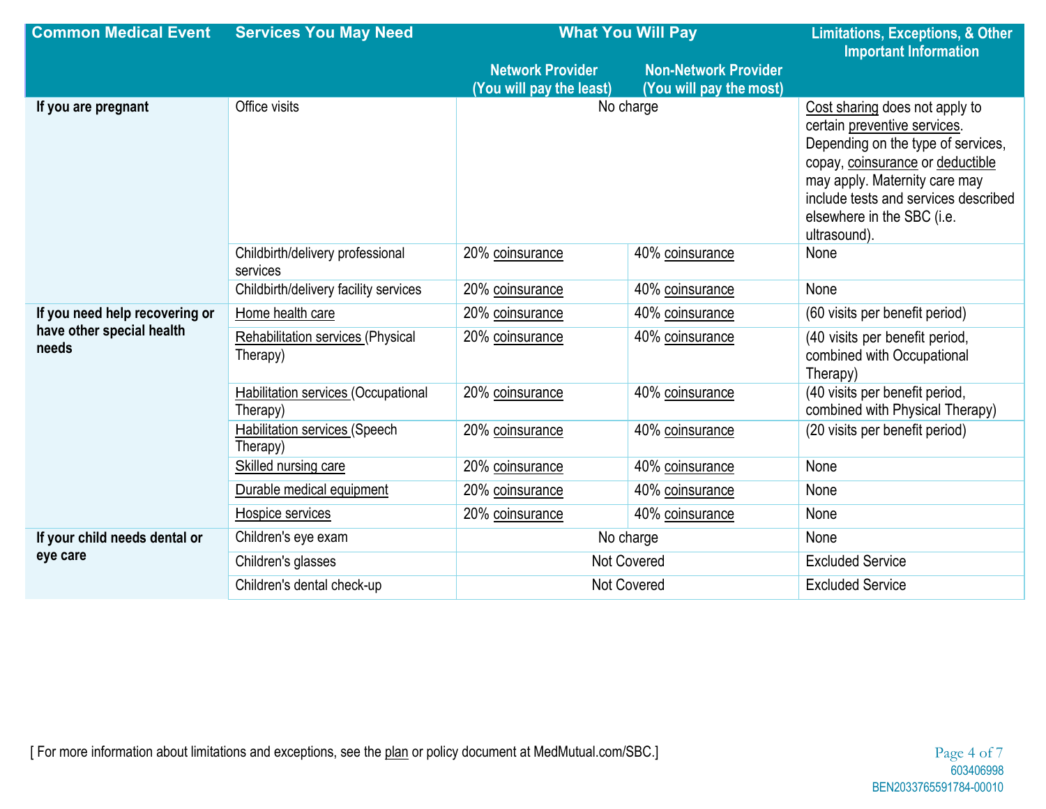| Common Medical Event | Services You May Need | What You Will Pay | | Limitations, Exceptions, & Other Important Information |
|---|---|---|---|---|
| | | Network Provider (You will pay the least) | Non-Network Provider (You will pay the most) | |
| If you are pregnant | Office visits | No charge | | Cost sharing does not apply to certain preventive services. Depending on the type of services, copay, coinsurance or deductible may apply. Maternity care may include tests and services described elsewhere in the SBC (i.e. ultrasound). |
| | Childbirth/delivery professional services | 20% coinsurance | 40% coinsurance | None |
| | Childbirth/delivery facility services | 20% coinsurance | 40% coinsurance | None |
| If you need help recovering or have other special health needs | Home health care | 20% coinsurance | 40% coinsurance | (60 visits per benefit period) |
| | Rehabilitation services (Physical Therapy) | 20% coinsurance | 40% coinsurance | (40 visits per benefit period, combined with Occupational Therapy) |
| | Habilitation services (Occupational Therapy) | 20% coinsurance | 40% coinsurance | (40 visits per benefit period, combined with Physical Therapy) |
| | Habilitation services (Speech Therapy) | 20% coinsurance | 40% coinsurance | (20 visits per benefit period) |
| | Skilled nursing care | 20% coinsurance | 40% coinsurance | None |
| | Durable medical equipment | 20% coinsurance | 40% coinsurance | None |
| | Hospice services | 20% coinsurance | 40% coinsurance | None |
| If your child needs dental or eye care | Children's eye exam | No charge | | None |
| | Children's glasses | Not Covered | | Excluded Service |
| | Children's dental check-up | Not Covered | | Excluded Service |

[ For more information about limitations and exceptions, see the plan or policy document at MedMutual.com/SBC.]

603406998
BEN2033765591784-00010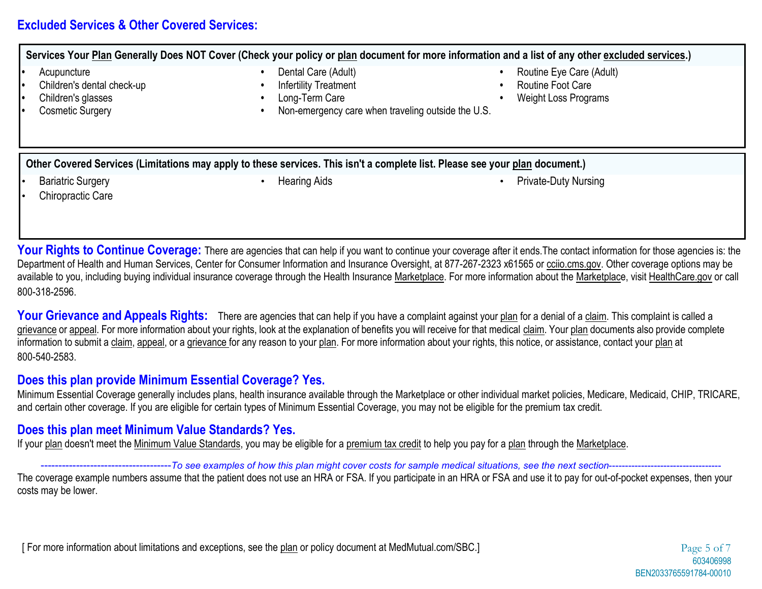## Excluded Services & Other Covered Services:

**Services Your Plan Generally Does NOT Cover (Check your policy or plan document for more information and a list of any other excluded services.)**

- Acupuncture
- Children's dental check-up
- Children's glasses
- Cosmetic Surgery
- Dental Care (Adult)
- Infertility Treatment
- Long-Term Care
- Non-emergency care when traveling outside the U.S.
- Routine Eye Care (Adult)
- Routine Foot Care
- Weight Loss Programs

**Other Covered Services (Limitations may apply to these services. This isn't a complete list. Please see your plan document.)**

- Bariatric Surgery
- Chiropractic Care
- Hearing Aids
- Private-Duty Nursing

**Your Rights to Continue Coverage:** There are agencies that can help if you want to continue your coverage after it ends.The contact information for those agencies is: the Department of Health and Human Services, Center for Consumer Information and Insurance Oversight, at 877-267-2323 x61565 or cciio.cms.gov. Other coverage options may be available to you, including buying individual insurance coverage through the Health Insurance Marketplace. For more information about the Marketplace, visit HealthCare.gov or call 800-318-2596.

**Your Grievance and Appeals Rights:** There are agencies that can help if you have a complaint against your plan for a denial of a claim. This complaint is called a grievance or appeal. For more information about your rights, look at the explanation of benefits you will receive for that medical claim. Your plan documents also provide complete information to submit a claim, appeal, or a grievance for any reason to your plan. For more information about your rights, this notice, or assistance, contact your plan at 800-540-2583.

### Does this plan provide Minimum Essential Coverage? Yes.

Minimum Essential Coverage generally includes plans, health insurance available through the Marketplace or other individual market policies, Medicare, Medicaid, CHIP, TRICARE, and certain other coverage. If you are eligible for certain types of Minimum Essential Coverage, you may not be eligible for the premium tax credit.

### Does this plan meet Minimum Value Standards? Yes.

If your plan doesn't meet the Minimum Value Standards, you may be eligible for a premium tax credit to help you pay for a plan through the Marketplace.

*--------------------------------------To see examples of how this plan might cover costs for sample medical situations, see the next section-----------------------------------*

The coverage example numbers assume that the patient does not use an HRA or FSA. If you participate in an HRA or FSA and use it to pay for out-of-pocket expenses, then your costs may be lower.

[ For more information about limitations and exceptions, see the plan or policy document at MedMutual.com/SBC.]

603406998
BEN2033765591784-00010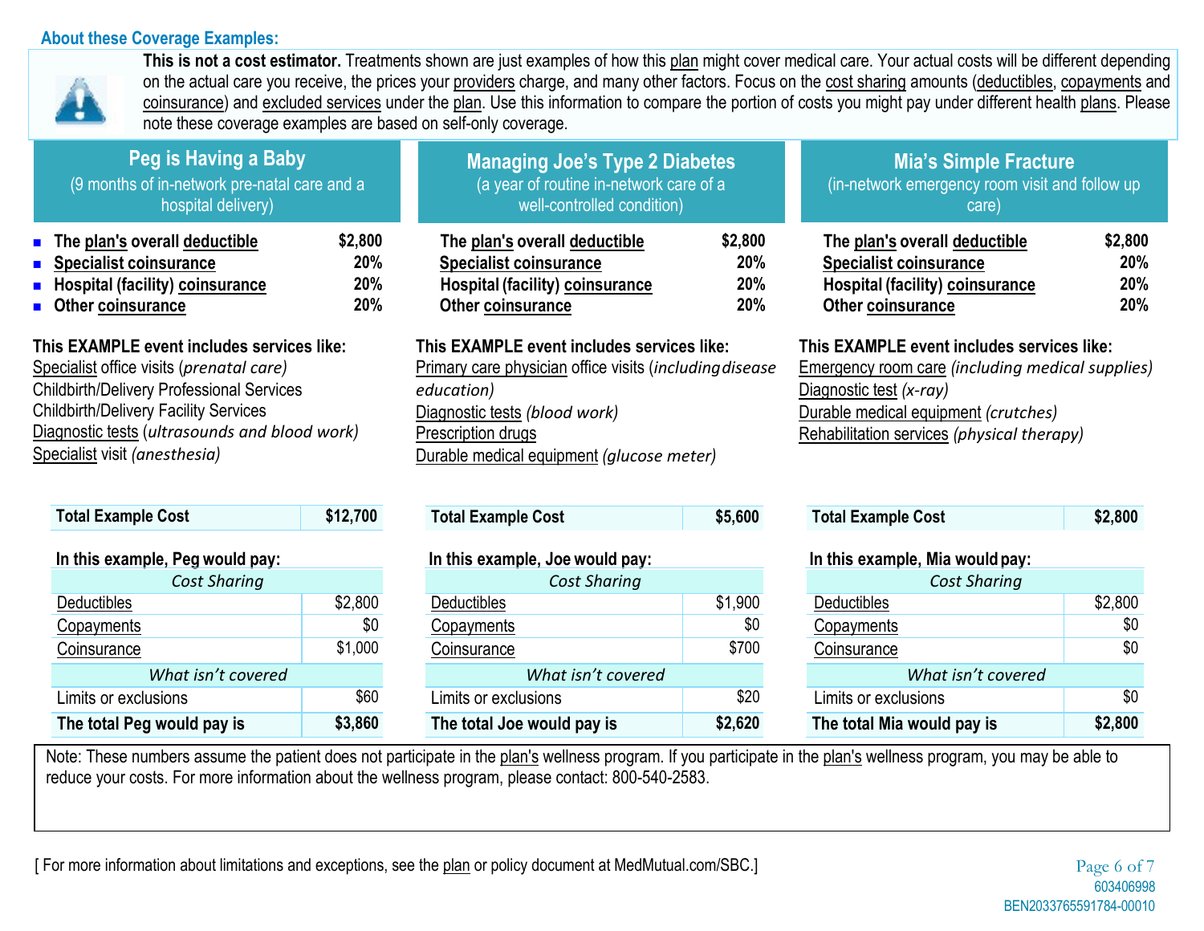## About these Coverage Examples:

**This is not a cost estimator.** Treatments shown are just examples of how this plan might cover medical care. Your actual costs will be different depending on the actual care you receive, the prices your providers charge, and many other factors. Focus on the cost sharing amounts (deductibles, copayments and coinsurance) and excluded services under the plan. Use this information to compare the portion of costs you might pay under different health plans. Please note these coverage examples are based on self-only coverage.

### Peg is Having a Baby
(9 months of in-network pre-natal care and a hospital delivery)

- **The plan's overall deductible** **$2,800**
- **Specialist coinsurance** **20%**
- **Hospital (facility) coinsurance** **20%**
- **Other coinsurance** **20%**

**This EXAMPLE event includes services like:**
Specialist office visits (*prenatal care)*
Childbirth/Delivery Professional Services
Childbirth/Delivery Facility Services
Diagnostic tests (*ultrasounds and blood work)*
Specialist visit *(anesthesia)*

| Total Example Cost | $12,700 |
|---|---|

**In this example, Peg would pay:**

| *Cost Sharing* | |
|---|---|
| Deductibles | $2,800 |
| Copayments | $0 |
| Coinsurance | $1,000 |
| *What isn't covered* | |
| Limits or exclusions | $60 |
| **The total Peg would pay is** | **$3,860** |

### Managing Joe's Type 2 Diabetes
(a year of routine in-network care of a well-controlled condition)

- **The plan's overall deductible** **$2,800**
- **Specialist coinsurance** **20%**
- **Hospital (facility) coinsurance** **20%**
- **Other coinsurance** **20%**

**This EXAMPLE event includes services like:**
Primary care physician office visits (*including disease education)*
Diagnostic tests *(blood work)*
Prescription drugs
Durable medical equipment *(glucose meter)*

| Total Example Cost | $5,600 |
|---|---|

**In this example, Joe would pay:**

| *Cost Sharing* | |
|---|---|
| Deductibles | $1,900 |
| Copayments | $0 |
| Coinsurance | $700 |
| *What isn't covered* | |
| Limits or exclusions | $20 |
| **The total Joe would pay is** | **$2,620** |

### Mia's Simple Fracture
(in-network emergency room visit and follow up care)

- **The plan's overall deductible** **$2,800**
- **Specialist coinsurance** **20%**
- **Hospital (facility) coinsurance** **20%**
- **Other coinsurance** **20%**

**This EXAMPLE event includes services like:**
Emergency room care *(including medical supplies)*
Diagnostic test *(x-ray)*
Durable medical equipment *(crutches)*
Rehabilitation services *(physical therapy)*

| Total Example Cost | $2,800 |
|---|---|

**In this example, Mia would pay:**

| *Cost Sharing* | |
|---|---|
| Deductibles | $2,800 |
| Copayments | $0 |
| Coinsurance | $0 |
| *What isn't covered* | |
| Limits or exclusions | $0 |
| **The total Mia would pay is** | **$2,800** |

Note: These numbers assume the patient does not participate in the plan's wellness program. If you participate in the plan's wellness program, you may be able to reduce your costs. For more information about the wellness program, please contact: 800-540-2583.

[ For more information about limitations and exceptions, see the plan or policy document at MedMutual.com/SBC.]

603406998
BEN2033765591784-00010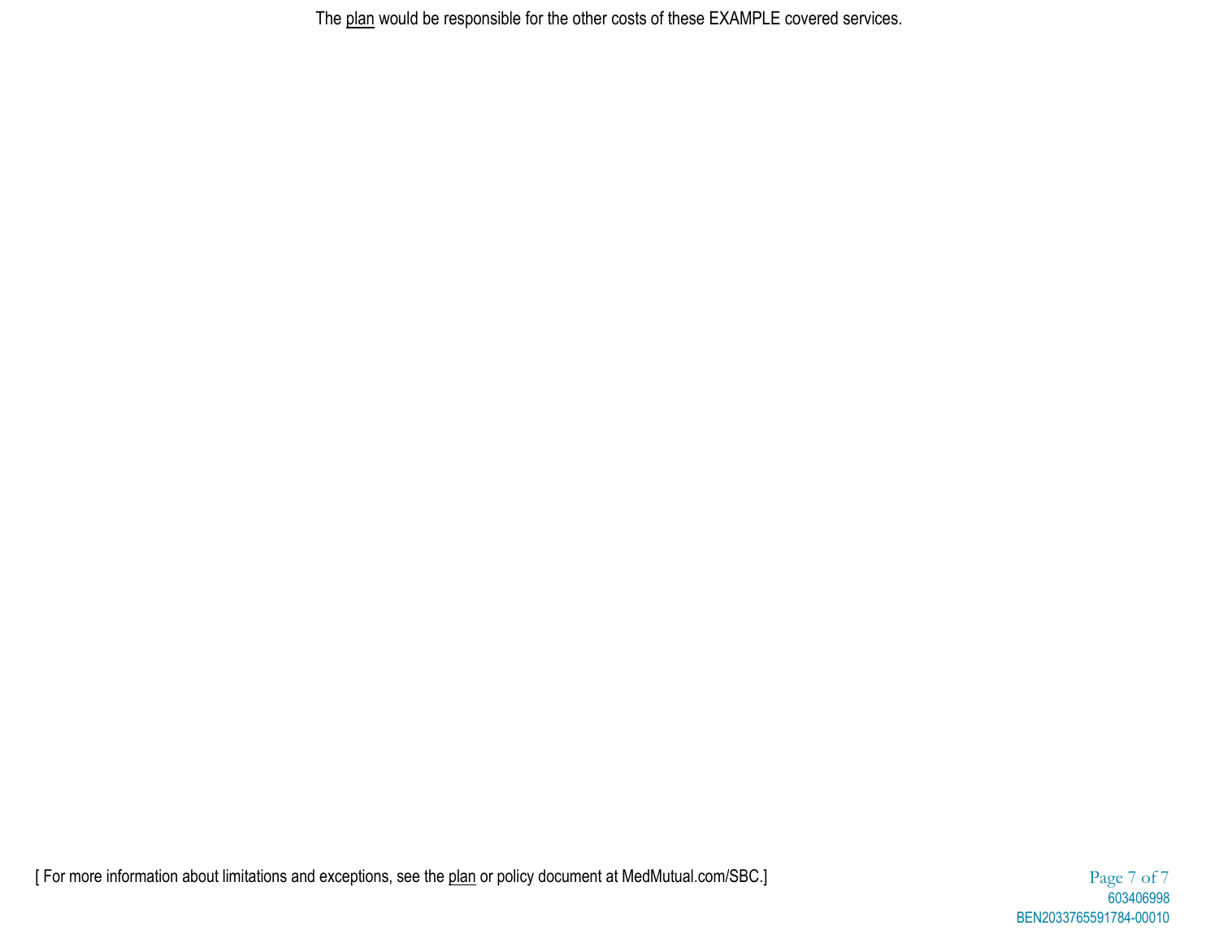The plan would be responsible for the other costs of these EXAMPLE covered services.

[ For more information about limitations and exceptions, see the plan or policy document at MedMutual.com/SBC.]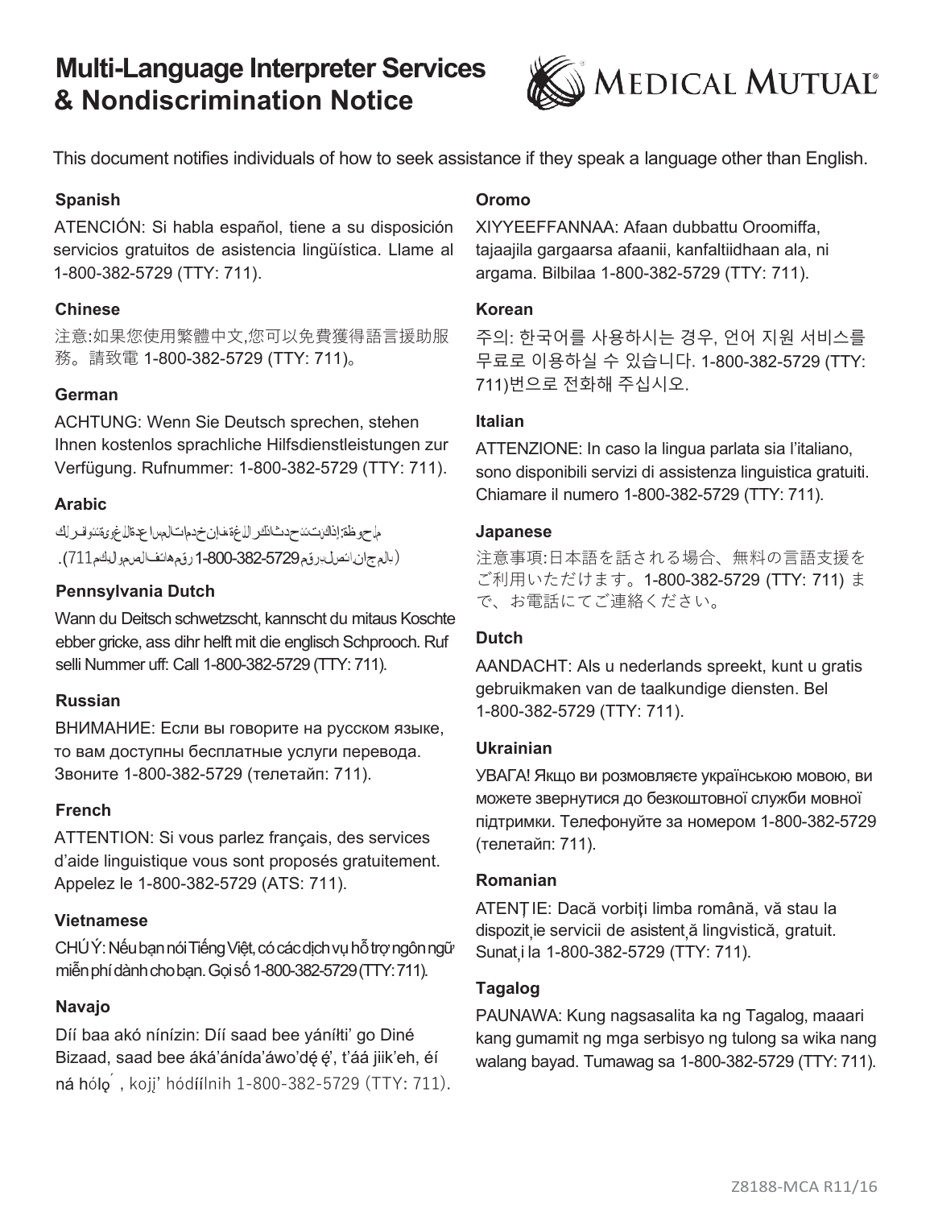# Multi-Language Interpreter Services & Nondiscrimination Notice

This document notifies individuals of how to seek assistance if they speak a language other than English.

### Spanish

ATENCIÓN: Si habla español, tiene a su disposición servicios gratuitos de asistencia lingüística. Llame al 1-800-382-5729 (TTY: 711).

### Chinese

注意:如果您使用繁體中文,您可以免費獲得語言援助服務。請致電 1-800-382-5729 (TTY: 711)。

### German

ACHTUNG: Wenn Sie Deutsch sprechen, stehen Ihnen kostenlos sprachliche Hilfsdienstleistungen zur Verfügung. Rufnummer: 1-800-382-5729 (TTY: 711).

### Arabic

ملحوظة: إذا كنت تتحدث اذكر اللغة، فإن خدمات المساعدة اللغوية تتوافر لك بالمجان. اتصل برقم 1-800-382-5729 (رقم هاتف الصم والبكم 711).

### Pennsylvania Dutch

Wann du Deitsch schwetzscht, kannscht du mitaus Koschte ebber gricke, ass dihr helft mit die englisch Schprooch. Ruf selli Nummer uff: Call 1-800-382-5729 (TTY: 711).

### Russian

ВНИМАНИЕ: Если вы говорите на русском языке, то вам доступны бесплатные услуги перевода. Звоните 1-800-382-5729 (телетайп: 711).

### French

ATTENTION: Si vous parlez français, des services d'aide linguistique vous sont proposés gratuitement. Appelez le 1-800-382-5729 (ATS: 711).

### Vietnamese

CHÚ Ý: Nếu bạn nói Tiếng Việt, có các dịch vụ hỗ trợ ngôn ngữ miễn phí dành cho bạn. Gọi số 1-800-382-5729 (TTY: 711).

### Navajo

Díí baa akó nínízin: Díí saad bee yáníłti' go Diné Bizaad, saad bee áká'ánída'áwo'dę́ę́', t'áá jiik'eh, éí ná hólǫ́, kojį' hódíílnih 1-800-382-5729 (TTY: 711).

### Oromo

XIYYEEFFANNAA: Afaan dubbattu Oroomiffa, tajaajila gargaarsa afaanii, kanfaltiidhaan ala, ni argama. Bilbilaa 1-800-382-5729 (TTY: 711).

### Korean

주의: 한국어를 사용하시는 경우, 언어 지원 서비스를 무료로 이용하실 수 있습니다. 1-800-382-5729 (TTY: 711)번으로 전화해 주십시오.

### Italian

ATTENZIONE: In caso la lingua parlata sia l'italiano, sono disponibili servizi di assistenza linguistica gratuiti. Chiamare il numero 1-800-382-5729 (TTY: 711).

### Japanese

注意事項:日本語を話される場合、無料の言語支援をご利用いただけます。1-800-382-5729 (TTY: 711) まで、お電話にてご連絡ください。

### Dutch

AANDACHT: Als u nederlands spreekt, kunt u gratis gebruikmaken van de taalkundige diensten. Bel 1-800-382-5729 (TTY: 711).

### Ukrainian

УВАГА! Якщо ви розмовляєте українською мовою, ви можете звернутися до безкоштовної служби мовної підтримки. Телефонуйте за номером 1-800-382-5729 (телетайп: 711).

### Romanian

ATENȚIE: Dacă vorbiți limba română, vă stau la dispoziție servicii de asistență lingvistică, gratuit. Sunați la 1-800-382-5729 (TTY: 711).

### Tagalog

PAUNAWA: Kung nagsasalita ka ng Tagalog, maaari kang gumamit ng mga serbisyo ng tulong sa wika nang walang bayad. Tumawag sa 1-800-382-5729 (TTY: 711).

Z8188-MCA R11/16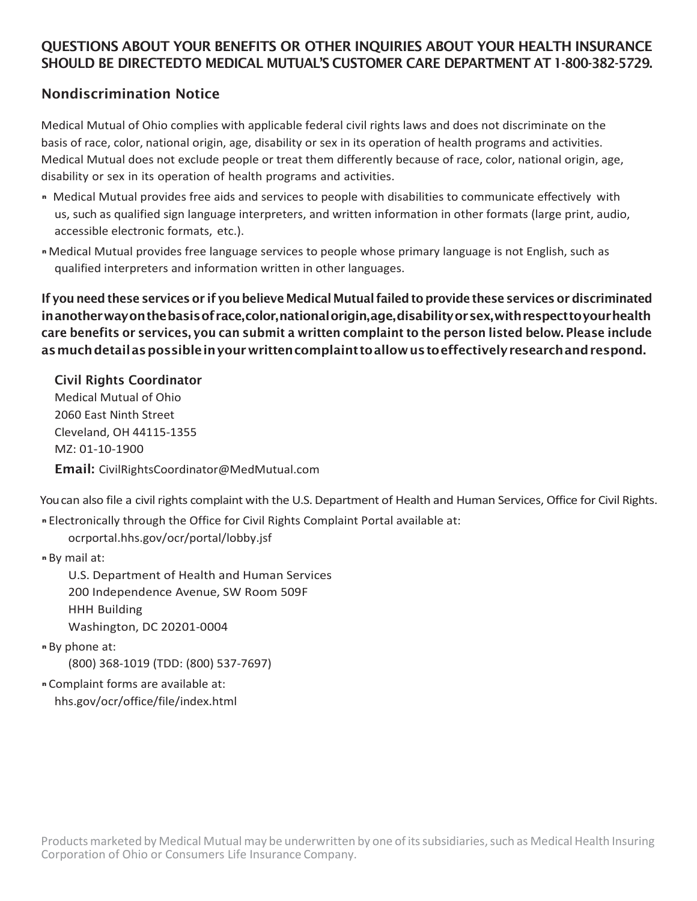**QUESTIONS ABOUT YOUR BENEFITS OR OTHER INQUIRIES ABOUT YOUR HEALTH INSURANCE SHOULD BE DIRECTEDTO MEDICAL MUTUAL'S CUSTOMER CARE DEPARTMENT AT 1-800-382-5729.**

## Nondiscrimination Notice

Medical Mutual of Ohio complies with applicable federal civil rights laws and does not discriminate on the basis of race, color, national origin, age, disability or sex in its operation of health programs and activities. Medical Mutual does not exclude people or treat them differently because of race, color, national origin, age, disability or sex in its operation of health programs and activities.

- Medical Mutual provides free aids and services to people with disabilities to communicate effectively with us, such as qualified sign language interpreters, and written information in other formats (large print, audio, accessible electronic formats, etc.).
- Medical Mutual provides free language services to people whose primary language is not English, such as qualified interpreters and information written in other languages.

**If you need these services or if you believe Medical Mutual failed to provide these services or discriminated in another way on the basis of race, color, national origin, age, disability or sex, with respect to your health care benefits or services, you can submit a written complaint to the person listed below. Please include as much detail as possible in your written complaint to allow us to effectively research and respond.**

**Civil Rights Coordinator**
Medical Mutual of Ohio
2060 East Ninth Street
Cleveland, OH 44115-1355
MZ: 01-10-1900
**Email:** CivilRightsCoordinator@MedMutual.com

You can also file a civil rights complaint with the U.S. Department of Health and Human Services, Office for Civil Rights.

- Electronically through the Office for Civil Rights Complaint Portal available at:
  ocrportal.hhs.gov/ocr/portal/lobby.jsf
- By mail at:
  U.S. Department of Health and Human Services
  200 Independence Avenue, SW Room 509F
  HHH Building
  Washington, DC 20201-0004
- By phone at:
  (800) 368-1019 (TDD: (800) 537-7697)
- Complaint forms are available at:
  hhs.gov/ocr/office/file/index.html

Products marketed by Medical Mutual may be underwritten by one of its subsidiaries, such as Medical Health Insuring Corporation of Ohio or Consumers Life Insurance Company.